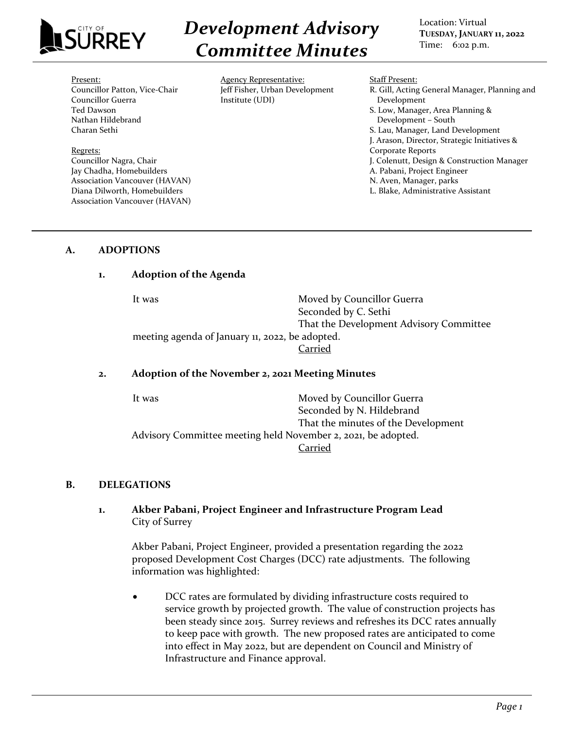# Development Advisory Committee Minutes

Location: Virtual
**TUESDAY, JANUARY 11, 2022**
Time: 6:02 p.m.

Present:
Councillor Patton, Vice-Chair
Councillor Guerra
Ted Dawson
Nathan Hildebrand
Charan Sethi

Regrets:
Councillor Nagra, Chair
Jay Chadha, Homebuilders Association Vancouver (HAVAN)
Diana Dilworth, Homebuilders Association Vancouver (HAVAN)

Agency Representative:
Jeff Fisher, Urban Development Institute (UDI)

Staff Present:
R. Gill, Acting General Manager, Planning and Development
S. Low, Manager, Area Planning & Development – South
S. Lau, Manager, Land Development
J. Arason, Director, Strategic Initiatives & Corporate Reports
J. Colenutt, Design & Construction Manager
A. Pabani, Project Engineer
N. Aven, Manager, parks
L. Blake, Administrative Assistant

## A. ADOPTIONS

### 1. Adoption of the Agenda

It was Moved by Councillor Guerra
Seconded by C. Sethi
That the Development Advisory Committee meeting agenda of January 11, 2022, be adopted.

Carried

### 2. Adoption of the November 2, 2021 Meeting Minutes

It was Moved by Councillor Guerra
Seconded by N. Hildebrand
That the minutes of the Development Advisory Committee meeting held November 2, 2021, be adopted.

Carried

## B. DELEGATIONS

### 1. Akber Pabani, Project Engineer and Infrastructure Program Lead
City of Surrey

Akber Pabani, Project Engineer, provided a presentation regarding the 2022 proposed Development Cost Charges (DCC) rate adjustments. The following information was highlighted:

- DCC rates are formulated by dividing infrastructure costs required to service growth by projected growth. The value of construction projects has been steady since 2015. Surrey reviews and refreshes its DCC rates annually to keep pace with growth. The new proposed rates are anticipated to come into effect in May 2022, but are dependent on Council and Ministry of Infrastructure and Finance approval.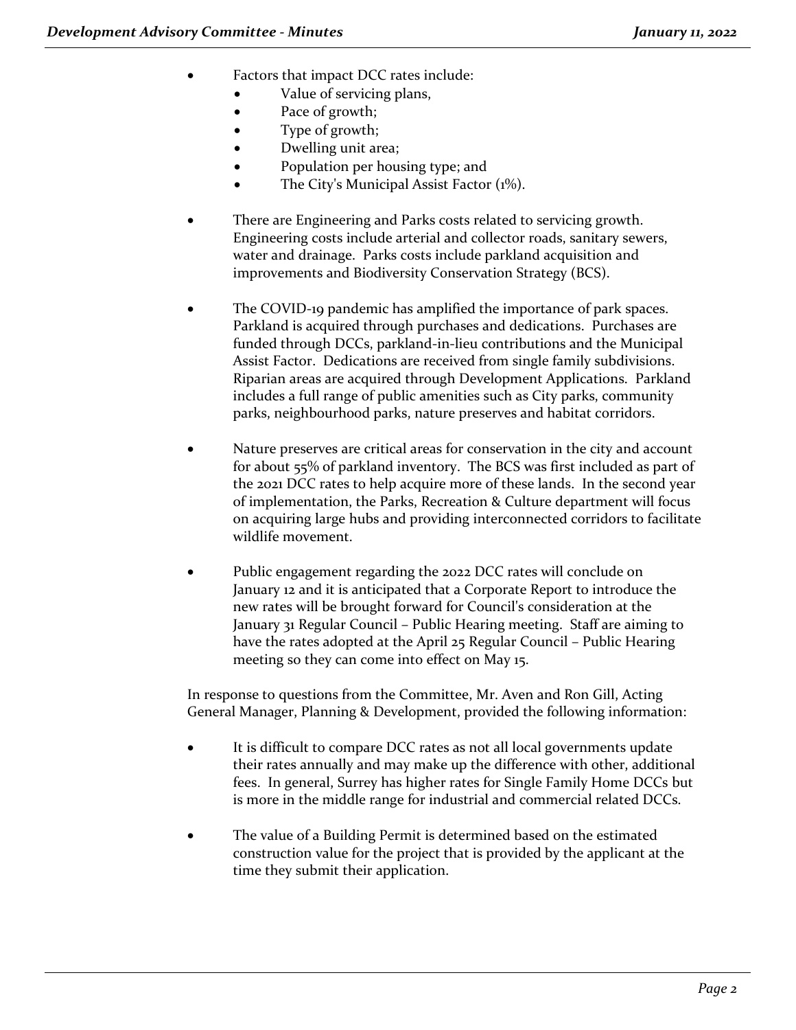- Factors that impact DCC rates include:
    - Value of servicing plans,
    - Pace of growth;
    - Type of growth;
    - Dwelling unit area;
    - Population per housing type; and
    - The City's Municipal Assist Factor (1%).

- There are Engineering and Parks costs related to servicing growth. Engineering costs include arterial and collector roads, sanitary sewers, water and drainage. Parks costs include parkland acquisition and improvements and Biodiversity Conservation Strategy (BCS).

- The COVID-19 pandemic has amplified the importance of park spaces. Parkland is acquired through purchases and dedications. Purchases are funded through DCCs, parkland-in-lieu contributions and the Municipal Assist Factor. Dedications are received from single family subdivisions. Riparian areas are acquired through Development Applications. Parkland includes a full range of public amenities such as City parks, community parks, neighbourhood parks, nature preserves and habitat corridors.

- Nature preserves are critical areas for conservation in the city and account for about 55% of parkland inventory. The BCS was first included as part of the 2021 DCC rates to help acquire more of these lands. In the second year of implementation, the Parks, Recreation & Culture department will focus on acquiring large hubs and providing interconnected corridors to facilitate wildlife movement.

- Public engagement regarding the 2022 DCC rates will conclude on January 12 and it is anticipated that a Corporate Report to introduce the new rates will be brought forward for Council's consideration at the January 31 Regular Council – Public Hearing meeting. Staff are aiming to have the rates adopted at the April 25 Regular Council – Public Hearing meeting so they can come into effect on May 15.

In response to questions from the Committee, Mr. Aven and Ron Gill, Acting General Manager, Planning & Development, provided the following information:

- It is difficult to compare DCC rates as not all local governments update their rates annually and may make up the difference with other, additional fees. In general, Surrey has higher rates for Single Family Home DCCs but is more in the middle range for industrial and commercial related DCCs.

- The value of a Building Permit is determined based on the estimated construction value for the project that is provided by the applicant at the time they submit their application.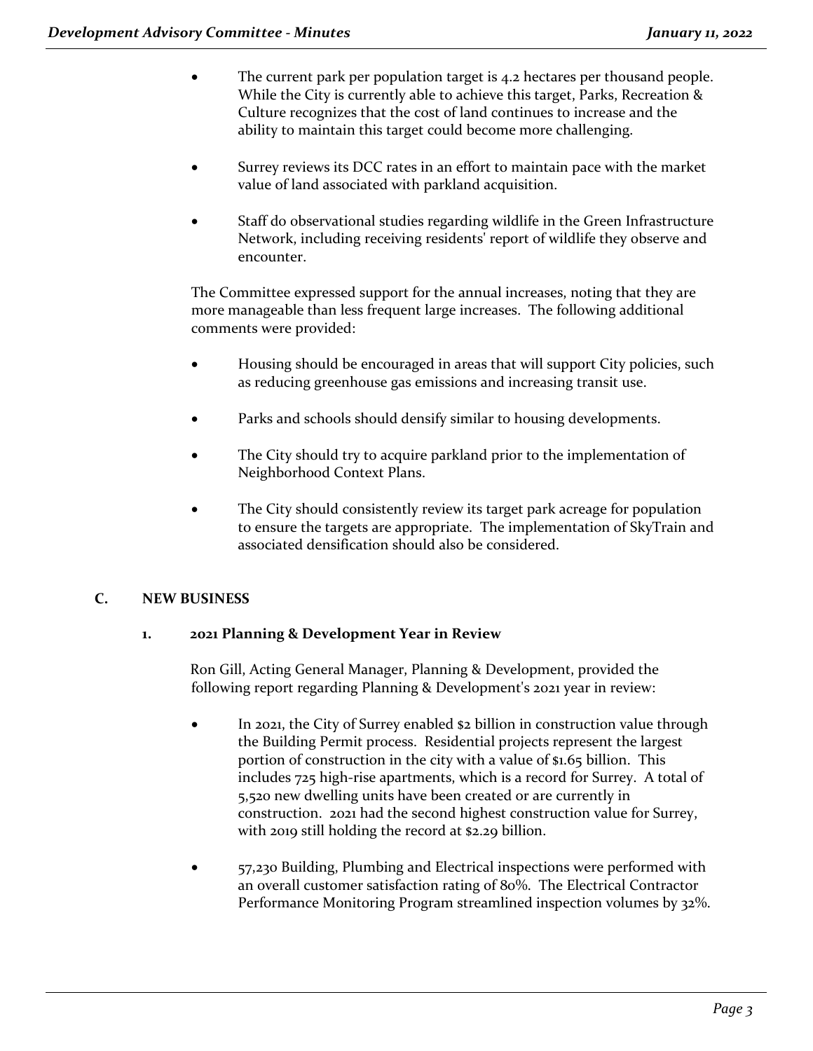- The current park per population target is 4.2 hectares per thousand people. While the City is currently able to achieve this target, Parks, Recreation & Culture recognizes that the cost of land continues to increase and the ability to maintain this target could become more challenging.

- Surrey reviews its DCC rates in an effort to maintain pace with the market value of land associated with parkland acquisition.

- Staff do observational studies regarding wildlife in the Green Infrastructure Network, including receiving residents' report of wildlife they observe and encounter.

The Committee expressed support for the annual increases, noting that they are more manageable than less frequent large increases. The following additional comments were provided:

- Housing should be encouraged in areas that will support City policies, such as reducing greenhouse gas emissions and increasing transit use.

- Parks and schools should densify similar to housing developments.

- The City should try to acquire parkland prior to the implementation of Neighborhood Context Plans.

- The City should consistently review its target park acreage for population to ensure the targets are appropriate. The implementation of SkyTrain and associated densification should also be considered.

## C. NEW BUSINESS

### 1. 2021 Planning & Development Year in Review

Ron Gill, Acting General Manager, Planning & Development, provided the following report regarding Planning & Development's 2021 year in review:

- In 2021, the City of Surrey enabled $2 billion in construction value through the Building Permit process. Residential projects represent the largest portion of construction in the city with a value of $1.65 billion. This includes 725 high-rise apartments, which is a record for Surrey. A total of 5,520 new dwelling units have been created or are currently in construction. 2021 had the second highest construction value for Surrey, with 2019 still holding the record at $2.29 billion.

- 57,230 Building, Plumbing and Electrical inspections were performed with an overall customer satisfaction rating of 80%. The Electrical Contractor Performance Monitoring Program streamlined inspection volumes by 32%.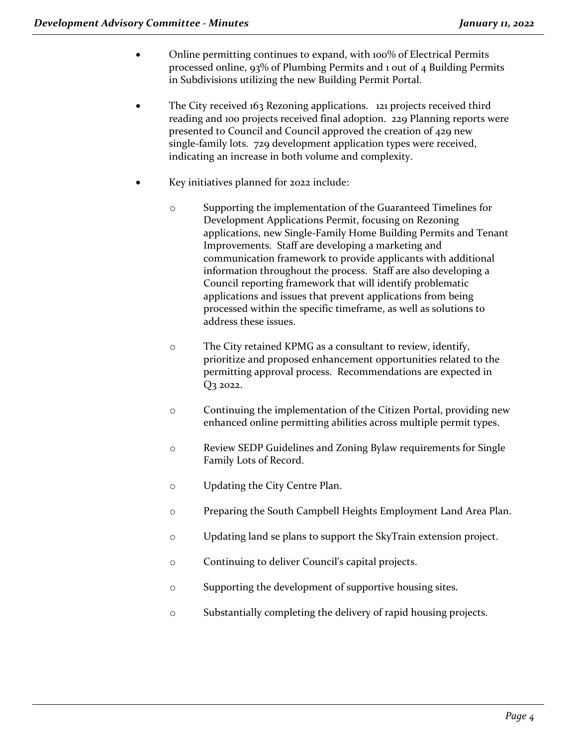- Online permitting continues to expand, with 100% of Electrical Permits processed online, 93% of Plumbing Permits and 1 out of 4 Building Permits in Subdivisions utilizing the new Building Permit Portal.

- The City received 163 Rezoning applications. 121 projects received third reading and 100 projects received final adoption. 229 Planning reports were presented to Council and Council approved the creation of 429 new single-family lots. 729 development application types were received, indicating an increase in both volume and complexity.

- Key initiatives planned for 2022 include:

  - Supporting the implementation of the Guaranteed Timelines for Development Applications Permit, focusing on Rezoning applications, new Single-Family Home Building Permits and Tenant Improvements. Staff are developing a marketing and communication framework to provide applicants with additional information throughout the process. Staff are also developing a Council reporting framework that will identify problematic applications and issues that prevent applications from being processed within the specific timeframe, as well as solutions to address these issues.

  - The City retained KPMG as a consultant to review, identify, prioritize and proposed enhancement opportunities related to the permitting approval process. Recommendations are expected in Q3 2022.

  - Continuing the implementation of the Citizen Portal, providing new enhanced online permitting abilities across multiple permit types.

  - Review SEDP Guidelines and Zoning Bylaw requirements for Single Family Lots of Record.

  - Updating the City Centre Plan.

  - Preparing the South Campbell Heights Employment Land Area Plan.

  - Updating land se plans to support the SkyTrain extension project.

  - Continuing to deliver Council's capital projects.

  - Supporting the development of supportive housing sites.

  - Substantially completing the delivery of rapid housing projects.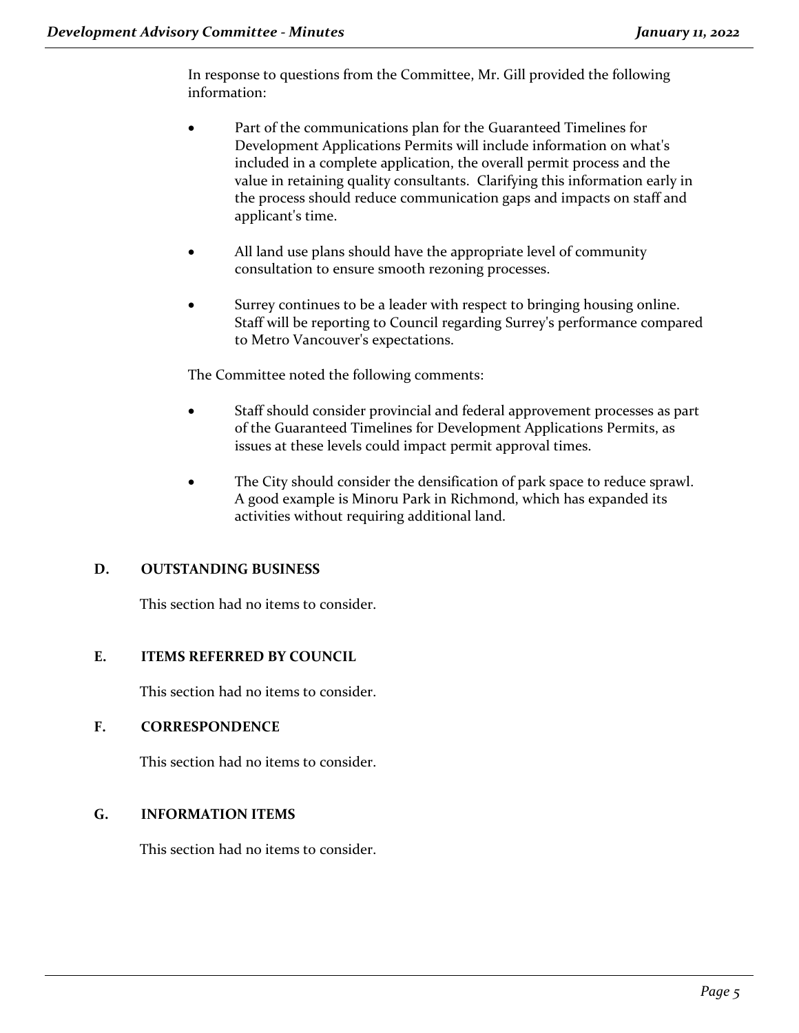In response to questions from the Committee, Mr. Gill provided the following information:

- Part of the communications plan for the Guaranteed Timelines for Development Applications Permits will include information on what's included in a complete application, the overall permit process and the value in retaining quality consultants. Clarifying this information early in the process should reduce communication gaps and impacts on staff and applicant's time.

- All land use plans should have the appropriate level of community consultation to ensure smooth rezoning processes.

- Surrey continues to be a leader with respect to bringing housing online. Staff will be reporting to Council regarding Surrey's performance compared to Metro Vancouver's expectations.

The Committee noted the following comments:

- Staff should consider provincial and federal approvement processes as part of the Guaranteed Timelines for Development Applications Permits, as issues at these levels could impact permit approval times.

- The City should consider the densification of park space to reduce sprawl. A good example is Minoru Park in Richmond, which has expanded its activities without requiring additional land.

## D. OUTSTANDING BUSINESS

This section had no items to consider.

## E. ITEMS REFERRED BY COUNCIL

This section had no items to consider.

## F. CORRESPONDENCE

This section had no items to consider.

## G. INFORMATION ITEMS

This section had no items to consider.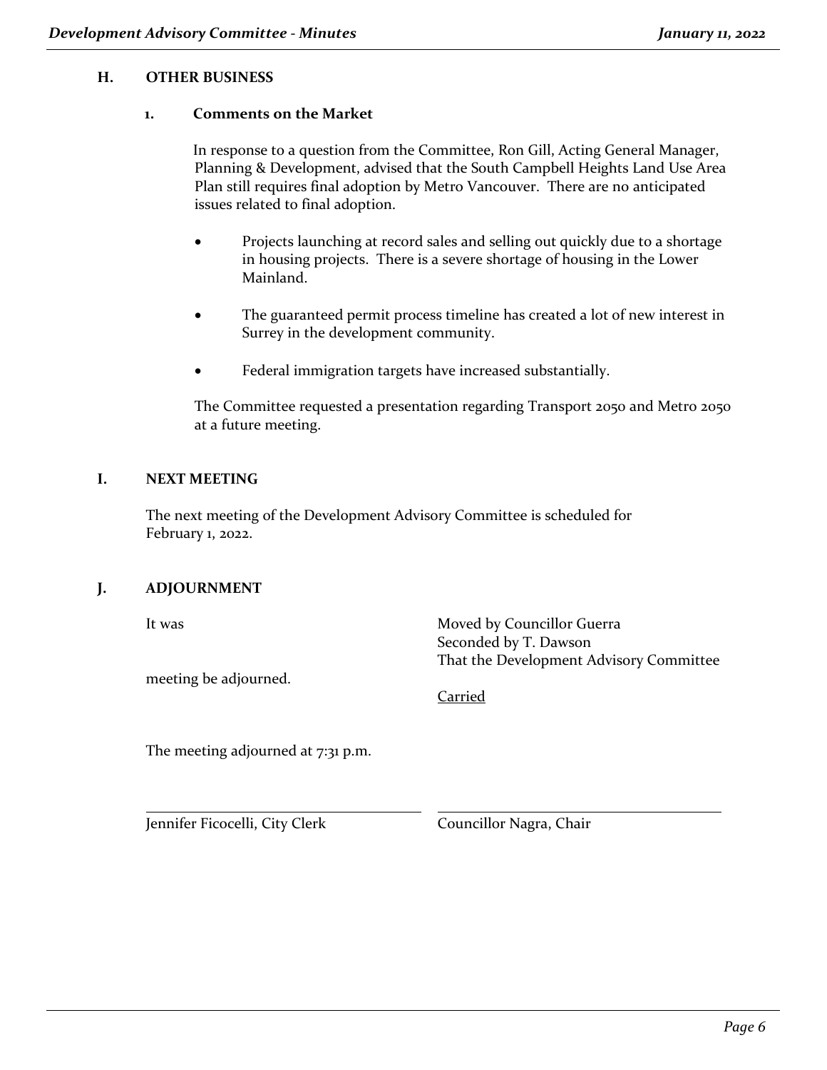## H. OTHER BUSINESS

### 1. Comments on the Market

In response to a question from the Committee, Ron Gill, Acting General Manager, Planning & Development, advised that the South Campbell Heights Land Use Area Plan still requires final adoption by Metro Vancouver. There are no anticipated issues related to final adoption.

- Projects launching at record sales and selling out quickly due to a shortage in housing projects. There is a severe shortage of housing in the Lower Mainland.
- The guaranteed permit process timeline has created a lot of new interest in Surrey in the development community.
- Federal immigration targets have increased substantially.

The Committee requested a presentation regarding Transport 2050 and Metro 2050 at a future meeting.

## I. NEXT MEETING

The next meeting of the Development Advisory Committee is scheduled for February 1, 2022.

## J. ADJOURNMENT

It was Moved by Councillor Guerra
Seconded by T. Dawson
That the Development Advisory Committee meeting be adjourned.

<u>Carried</u>

The meeting adjourned at 7:31 p.m.

Jennifer Ficocelli, City Clerk

Councillor Nagra, Chair